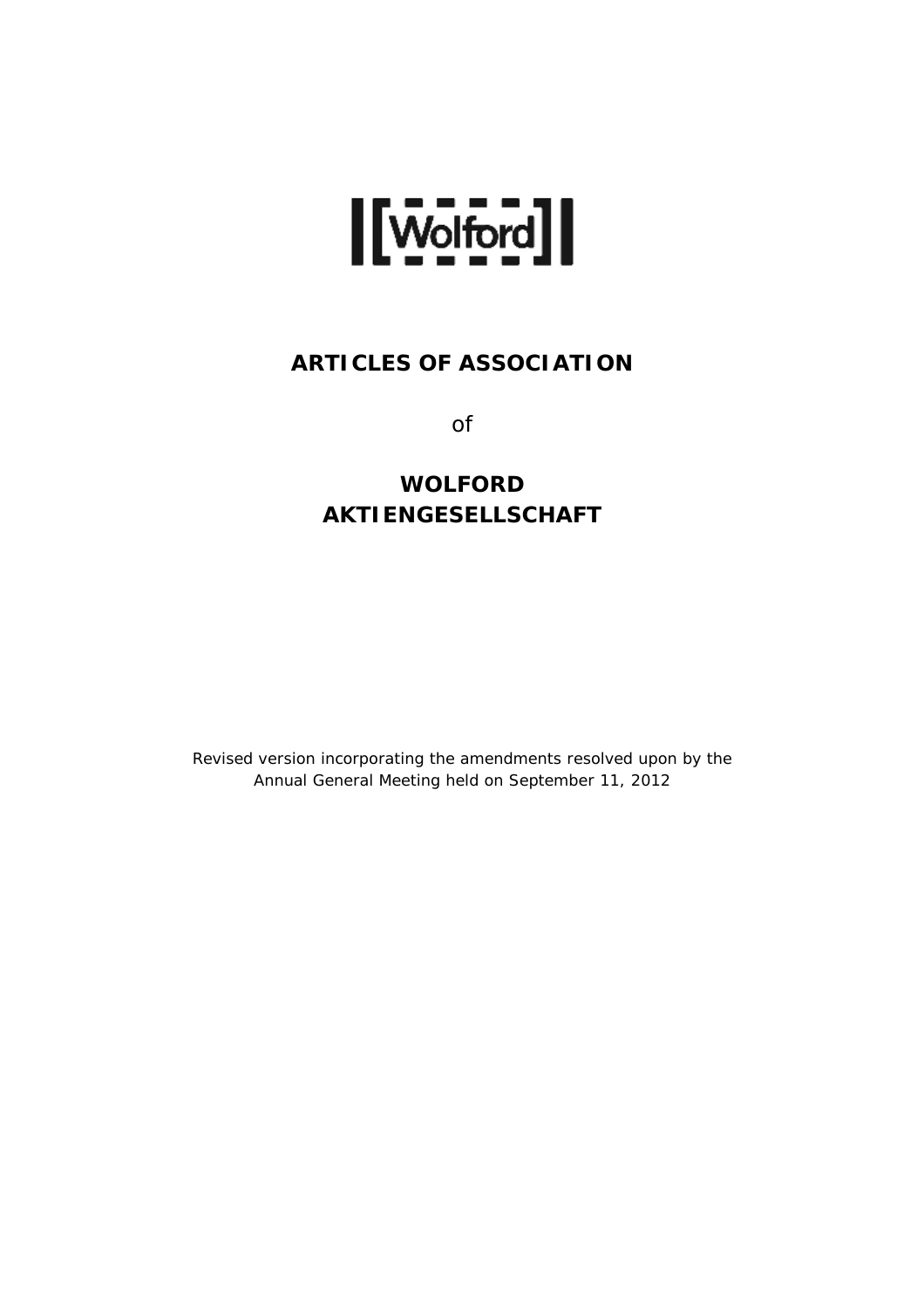# ARTICLES OF ASSOCIATION

of

# WOLFORD AKTIENGESELLSCHAFT

Revised version incorporating the amendments resolved upon by the Annual General Meeting held on September 11, 2012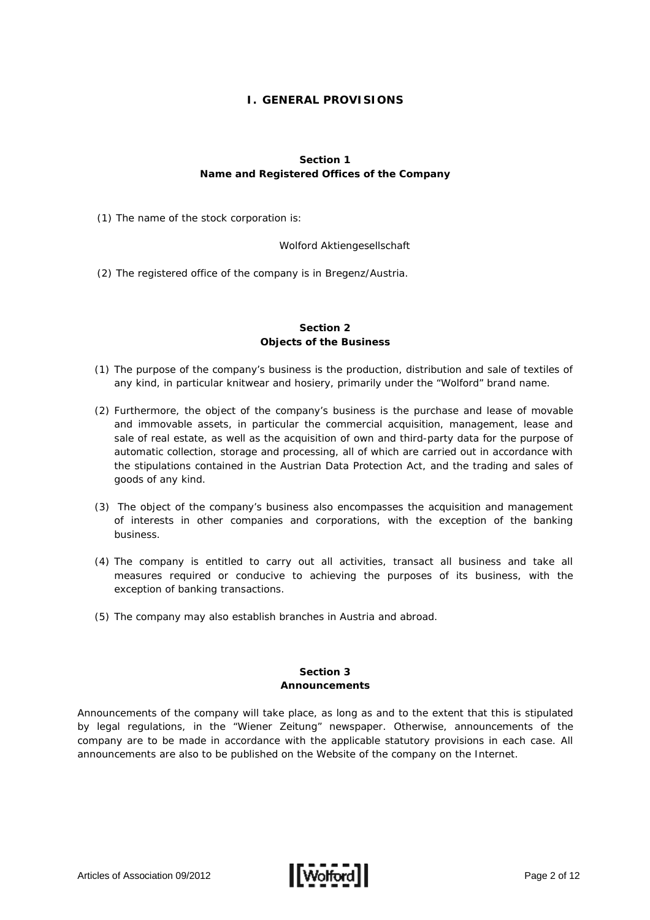# I. GENERAL PROVISIONS

## Section 1
## Name and Registered Offices of the Company

(1) The name of the stock corporation is:

Wolford Aktiengesellschaft

(2) The registered office of the company is in Bregenz/Austria.

## Section 2
## Objects of the Business

(1) The purpose of the company's business is the production, distribution and sale of textiles of any kind, in particular knitwear and hosiery, primarily under the "Wolford" brand name.

(2) Furthermore, the object of the company's business is the purchase and lease of movable and immovable assets, in particular the commercial acquisition, management, lease and sale of real estate, as well as the acquisition of own and third-party data for the purpose of automatic collection, storage and processing, all of which are carried out in accordance with the stipulations contained in the Austrian Data Protection Act, and the trading and sales of goods of any kind.

(3) The object of the company's business also encompasses the acquisition and management of interests in other companies and corporations, with the exception of the banking business.

(4) The company is entitled to carry out all activities, transact all business and take all measures required or conducive to achieving the purposes of its business, with the exception of banking transactions.

(5) The company may also establish branches in Austria and abroad.

## Section 3
## Announcements

Announcements of the company will take place, as long as and to the extent that this is stipulated by legal regulations, in the "Wiener Zeitung" newspaper. Otherwise, announcements of the company are to be made in accordance with the applicable statutory provisions in each case. All announcements are also to be published on the Website of the company on the Internet.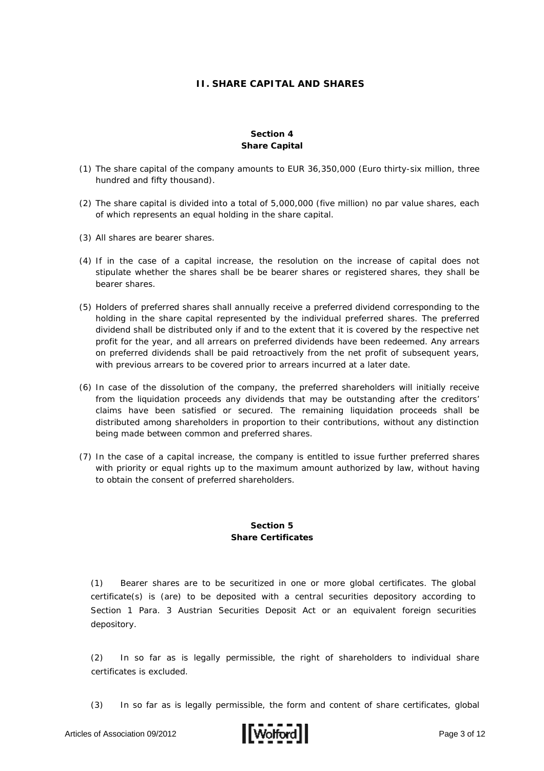## II. SHARE CAPITAL AND SHARES

### Section 4
### Share Capital

(1) The share capital of the company amounts to EUR 36,350,000 (Euro thirty-six million, three hundred and fifty thousand).

(2) The share capital is divided into a total of 5,000,000 (five million) no par value shares, each of which represents an equal holding in the share capital.

(3) All shares are bearer shares.

(4) If in the case of a capital increase, the resolution on the increase of capital does not stipulate whether the shares shall be be bearer shares or registered shares, they shall be bearer shares.

(5) Holders of preferred shares shall annually receive a preferred dividend corresponding to the holding in the share capital represented by the individual preferred shares. The preferred dividend shall be distributed only if and to the extent that it is covered by the respective net profit for the year, and all arrears on preferred dividends have been redeemed. Any arrears on preferred dividends shall be paid retroactively from the net profit of subsequent years, with previous arrears to be covered prior to arrears incurred at a later date.

(6) In case of the dissolution of the company, the preferred shareholders will initially receive from the liquidation proceeds any dividends that may be outstanding after the creditors' claims have been satisfied or secured. The remaining liquidation proceeds shall be distributed among shareholders in proportion to their contributions, without any distinction being made between common and preferred shares.

(7) In the case of a capital increase, the company is entitled to issue further preferred shares with priority or equal rights up to the maximum amount authorized by law, without having to obtain the consent of preferred shareholders.

### Section 5
### Share Certificates

(1) Bearer shares are to be securitized in one or more global certificates. The global certificate(s) is (are) to be deposited with a central securities depository according to Section 1 Para. 3 Austrian Securities Deposit Act or an equivalent foreign securities depository.

(2) In so far as is legally permissible, the right of shareholders to individual share certificates is excluded.

(3) In so far as is legally permissible, the form and content of share certificates, global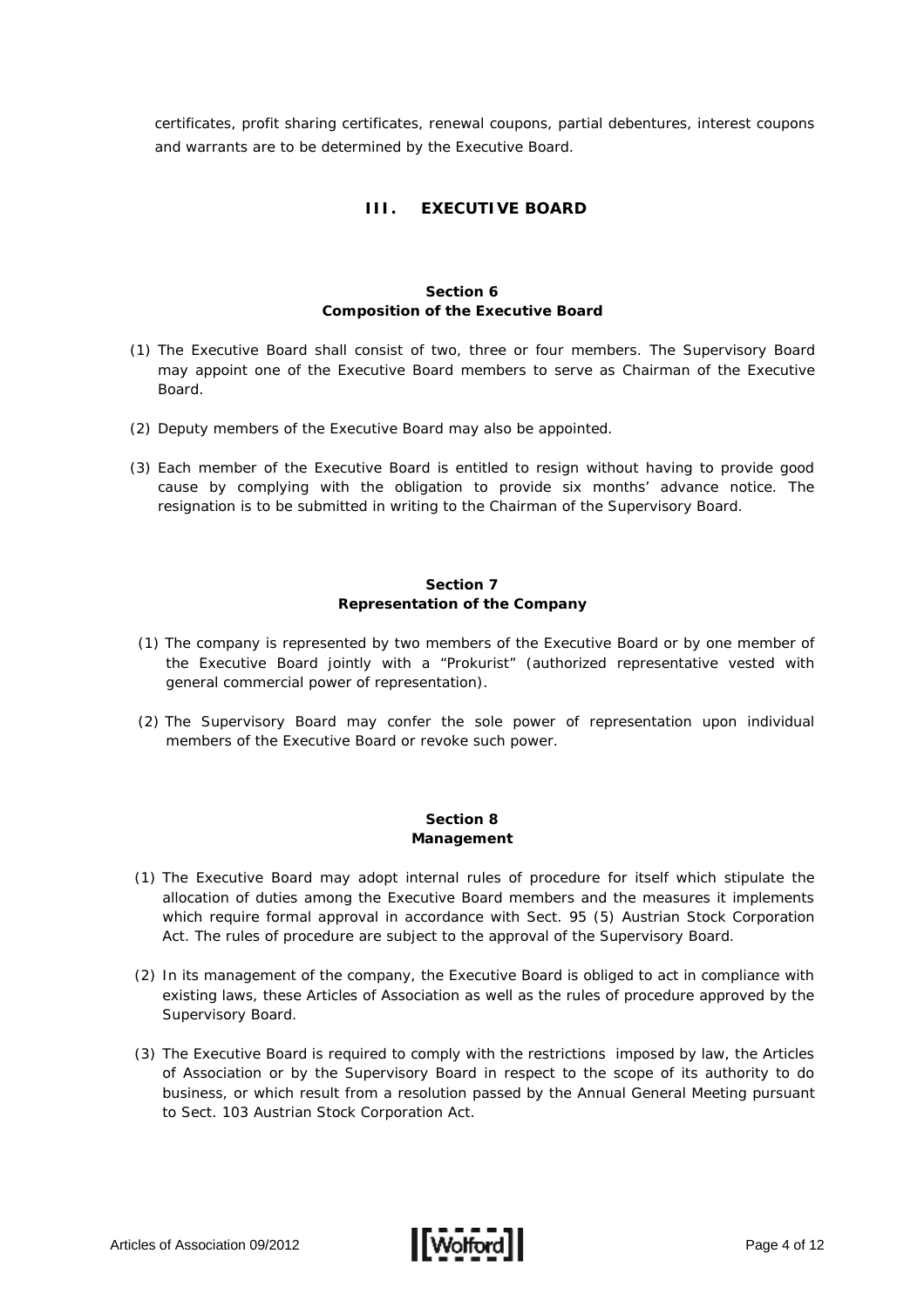certificates, profit sharing certificates, renewal coupons, partial debentures, interest coupons and warrants are to be determined by the Executive Board.

## III. EXECUTIVE BOARD

### Section 6
### Composition of the Executive Board

(1) The Executive Board shall consist of two, three or four members. The Supervisory Board may appoint one of the Executive Board members to serve as Chairman of the Executive Board.

(2) Deputy members of the Executive Board may also be appointed.

(3) Each member of the Executive Board is entitled to resign without having to provide good cause by complying with the obligation to provide six months' advance notice. The resignation is to be submitted in writing to the Chairman of the Supervisory Board.

### Section 7
### Representation of the Company

(1) The company is represented by two members of the Executive Board or by one member of the Executive Board jointly with a "Prokurist" (authorized representative vested with general commercial power of representation).

(2) The Supervisory Board may confer the sole power of representation upon individual members of the Executive Board or revoke such power.

### Section 8
### Management

(1) The Executive Board may adopt internal rules of procedure for itself which stipulate the allocation of duties among the Executive Board members and the measures it implements which require formal approval in accordance with Sect. 95 (5) Austrian Stock Corporation Act. The rules of procedure are subject to the approval of the Supervisory Board.

(2) In its management of the company, the Executive Board is obliged to act in compliance with existing laws, these Articles of Association as well as the rules of procedure approved by the Supervisory Board.

(3) The Executive Board is required to comply with the restrictions imposed by law, the Articles of Association or by the Supervisory Board in respect to the scope of its authority to do business, or which result from a resolution passed by the Annual General Meeting pursuant to Sect. 103 Austrian Stock Corporation Act.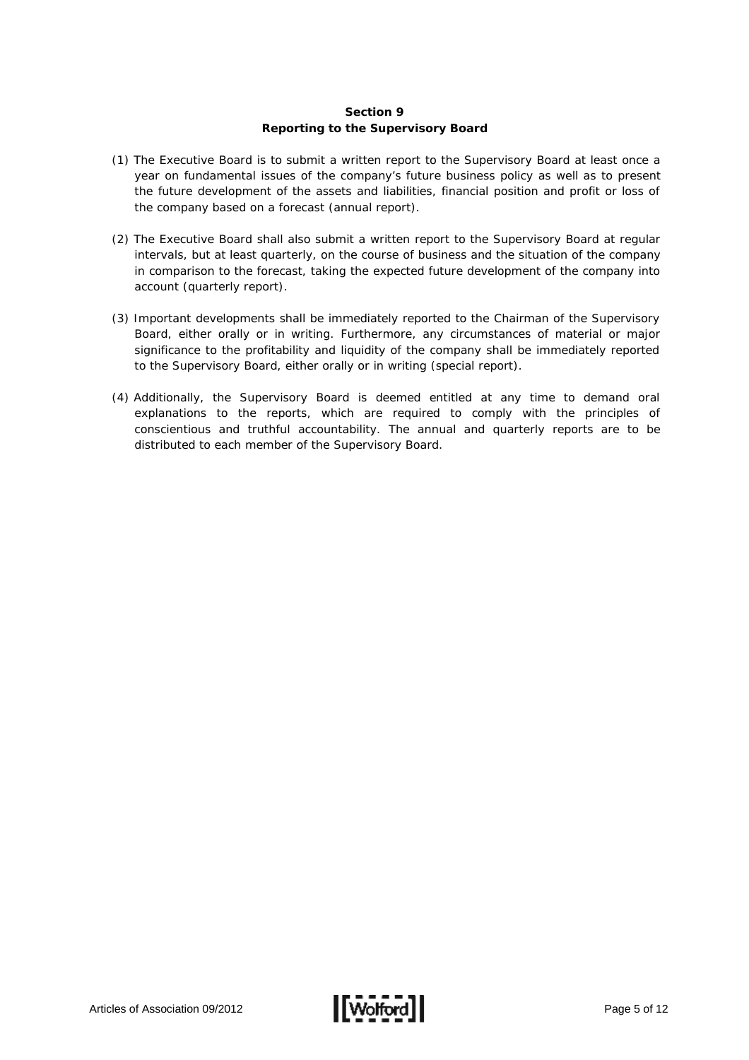## Section 9
## Reporting to the Supervisory Board

(1) The Executive Board is to submit a written report to the Supervisory Board at least once a year on fundamental issues of the company's future business policy as well as to present the future development of the assets and liabilities, financial position and profit or loss of the company based on a forecast (annual report).

(2) The Executive Board shall also submit a written report to the Supervisory Board at regular intervals, but at least quarterly, on the course of business and the situation of the company in comparison to the forecast, taking the expected future development of the company into account (quarterly report).

(3) Important developments shall be immediately reported to the Chairman of the Supervisory Board, either orally or in writing. Furthermore, any circumstances of material or major significance to the profitability and liquidity of the company shall be immediately reported to the Supervisory Board, either orally or in writing (special report).

(4) Additionally, the Supervisory Board is deemed entitled at any time to demand oral explanations to the reports, which are required to comply with the principles of conscientious and truthful accountability. The annual and quarterly reports are to be distributed to each member of the Supervisory Board.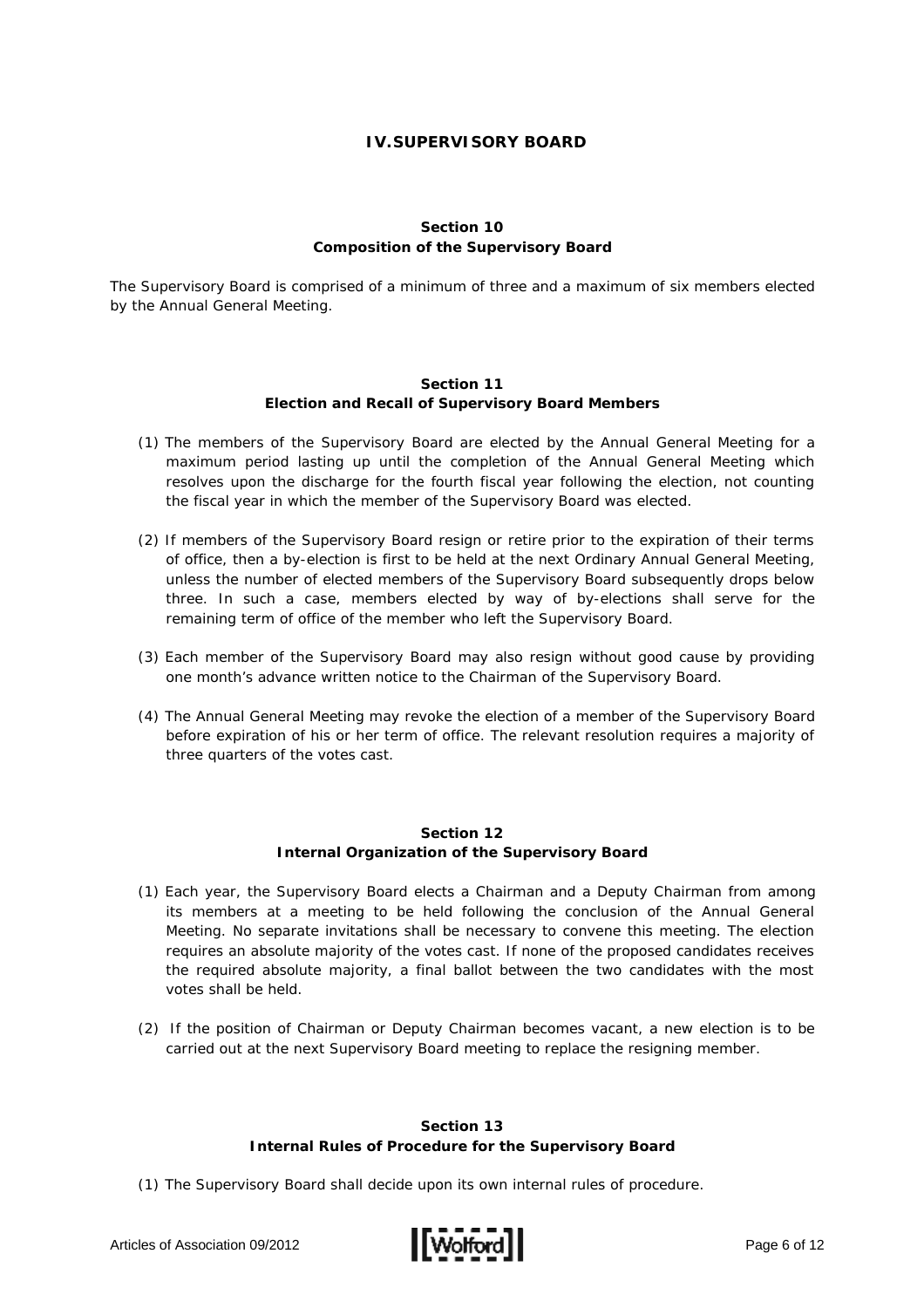# IV.SUPERVISORY BOARD

## Section 10
## Composition of the Supervisory Board

The Supervisory Board is comprised of a minimum of three and a maximum of six members elected by the Annual General Meeting.

## Section 11
## Election and Recall of Supervisory Board Members

(1) The members of the Supervisory Board are elected by the Annual General Meeting for a maximum period lasting up until the completion of the Annual General Meeting which resolves upon the discharge for the fourth fiscal year following the election, not counting the fiscal year in which the member of the Supervisory Board was elected.

(2) If members of the Supervisory Board resign or retire prior to the expiration of their terms of office, then a by-election is first to be held at the next Ordinary Annual General Meeting, unless the number of elected members of the Supervisory Board subsequently drops below three. In such a case, members elected by way of by-elections shall serve for the remaining term of office of the member who left the Supervisory Board.

(3) Each member of the Supervisory Board may also resign without good cause by providing one month's advance written notice to the Chairman of the Supervisory Board.

(4) The Annual General Meeting may revoke the election of a member of the Supervisory Board before expiration of his or her term of office. The relevant resolution requires a majority of three quarters of the votes cast.

## Section 12
## Internal Organization of the Supervisory Board

(1) Each year, the Supervisory Board elects a Chairman and a Deputy Chairman from among its members at a meeting to be held following the conclusion of the Annual General Meeting. No separate invitations shall be necessary to convene this meeting. The election requires an absolute majority of the votes cast. If none of the proposed candidates receives the required absolute majority, a final ballot between the two candidates with the most votes shall be held.

(2) If the position of Chairman or Deputy Chairman becomes vacant, a new election is to be carried out at the next Supervisory Board meeting to replace the resigning member.

## Section 13
## Internal Rules of Procedure for the Supervisory Board

(1) The Supervisory Board shall decide upon its own internal rules of procedure.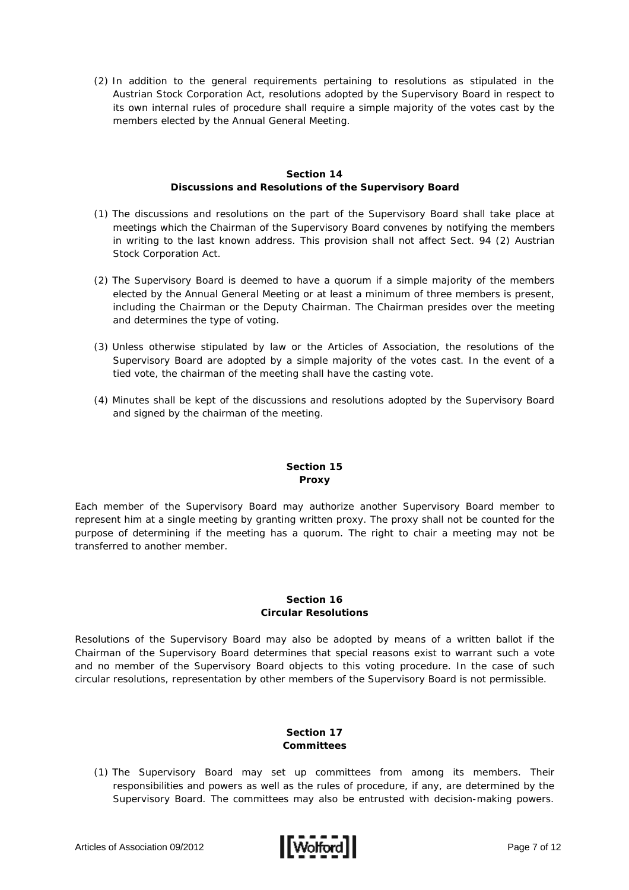(2) In addition to the general requirements pertaining to resolutions as stipulated in the Austrian Stock Corporation Act, resolutions adopted by the Supervisory Board in respect to its own internal rules of procedure shall require a simple majority of the votes cast by the members elected by the Annual General Meeting.

## Section 14
## Discussions and Resolutions of the Supervisory Board

(1) The discussions and resolutions on the part of the Supervisory Board shall take place at meetings which the Chairman of the Supervisory Board convenes by notifying the members in writing to the last known address. This provision shall not affect Sect. 94 (2) Austrian Stock Corporation Act.

(2) The Supervisory Board is deemed to have a quorum if a simple majority of the members elected by the Annual General Meeting or at least a minimum of three members is present, including the Chairman or the Deputy Chairman. The Chairman presides over the meeting and determines the type of voting.

(3) Unless otherwise stipulated by law or the Articles of Association, the resolutions of the Supervisory Board are adopted by a simple majority of the votes cast. In the event of a tied vote, the chairman of the meeting shall have the casting vote.

(4) Minutes shall be kept of the discussions and resolutions adopted by the Supervisory Board and signed by the chairman of the meeting.

## Section 15
## Proxy

Each member of the Supervisory Board may authorize another Supervisory Board member to represent him at a single meeting by granting written proxy. The proxy shall not be counted for the purpose of determining if the meeting has a quorum. The right to chair a meeting may not be transferred to another member.

## Section 16
## Circular Resolutions

Resolutions of the Supervisory Board may also be adopted by means of a written ballot if the Chairman of the Supervisory Board determines that special reasons exist to warrant such a vote and no member of the Supervisory Board objects to this voting procedure. In the case of such circular resolutions, representation by other members of the Supervisory Board is not permissible.

## Section 17
## Committees

(1) The Supervisory Board may set up committees from among its members. Their responsibilities and powers as well as the rules of procedure, if any, are determined by the Supervisory Board. The committees may also be entrusted with decision-making powers.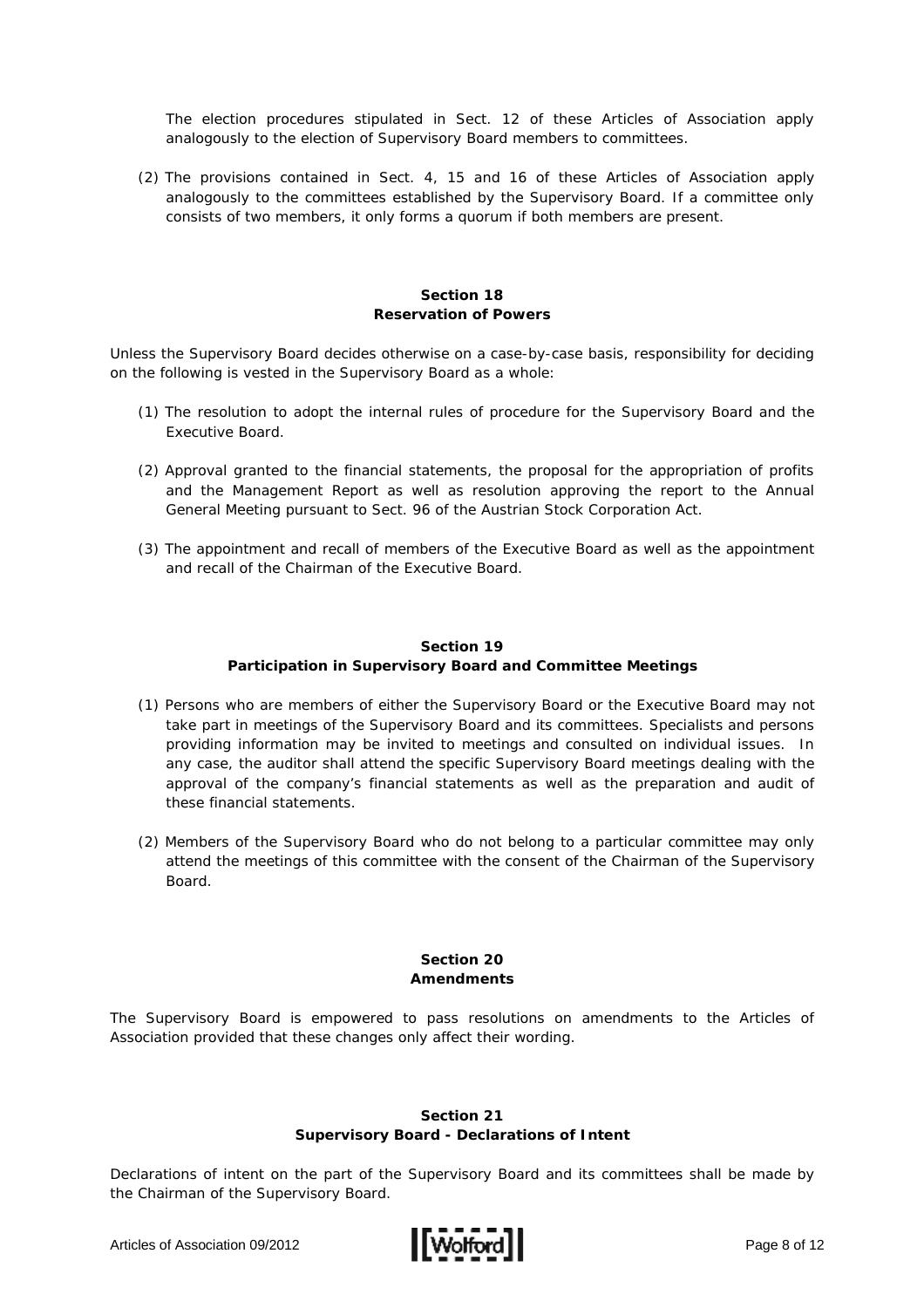The election procedures stipulated in Sect. 12 of these Articles of Association apply analogously to the election of Supervisory Board members to committees.

(2) The provisions contained in Sect. 4, 15 and 16 of these Articles of Association apply analogously to the committees established by the Supervisory Board. If a committee only consists of two members, it only forms a quorum if both members are present.

## Section 18
## Reservation of Powers

Unless the Supervisory Board decides otherwise on a case-by-case basis, responsibility for deciding on the following is vested in the Supervisory Board as a whole:

(1) The resolution to adopt the internal rules of procedure for the Supervisory Board and the Executive Board.

(2) Approval granted to the financial statements, the proposal for the appropriation of profits and the Management Report as well as resolution approving the report to the Annual General Meeting pursuant to Sect. 96 of the Austrian Stock Corporation Act.

(3) The appointment and recall of members of the Executive Board as well as the appointment and recall of the Chairman of the Executive Board.

## Section 19
## Participation in Supervisory Board and Committee Meetings

(1) Persons who are members of either the Supervisory Board or the Executive Board may not take part in meetings of the Supervisory Board and its committees. Specialists and persons providing information may be invited to meetings and consulted on individual issues. In any case, the auditor shall attend the specific Supervisory Board meetings dealing with the approval of the company's financial statements as well as the preparation and audit of these financial statements.

(2) Members of the Supervisory Board who do not belong to a particular committee may only attend the meetings of this committee with the consent of the Chairman of the Supervisory Board.

## Section 20
## Amendments

The Supervisory Board is empowered to pass resolutions on amendments to the Articles of Association provided that these changes only affect their wording.

## Section 21
## Supervisory Board - Declarations of Intent

Declarations of intent on the part of the Supervisory Board and its committees shall be made by the Chairman of the Supervisory Board.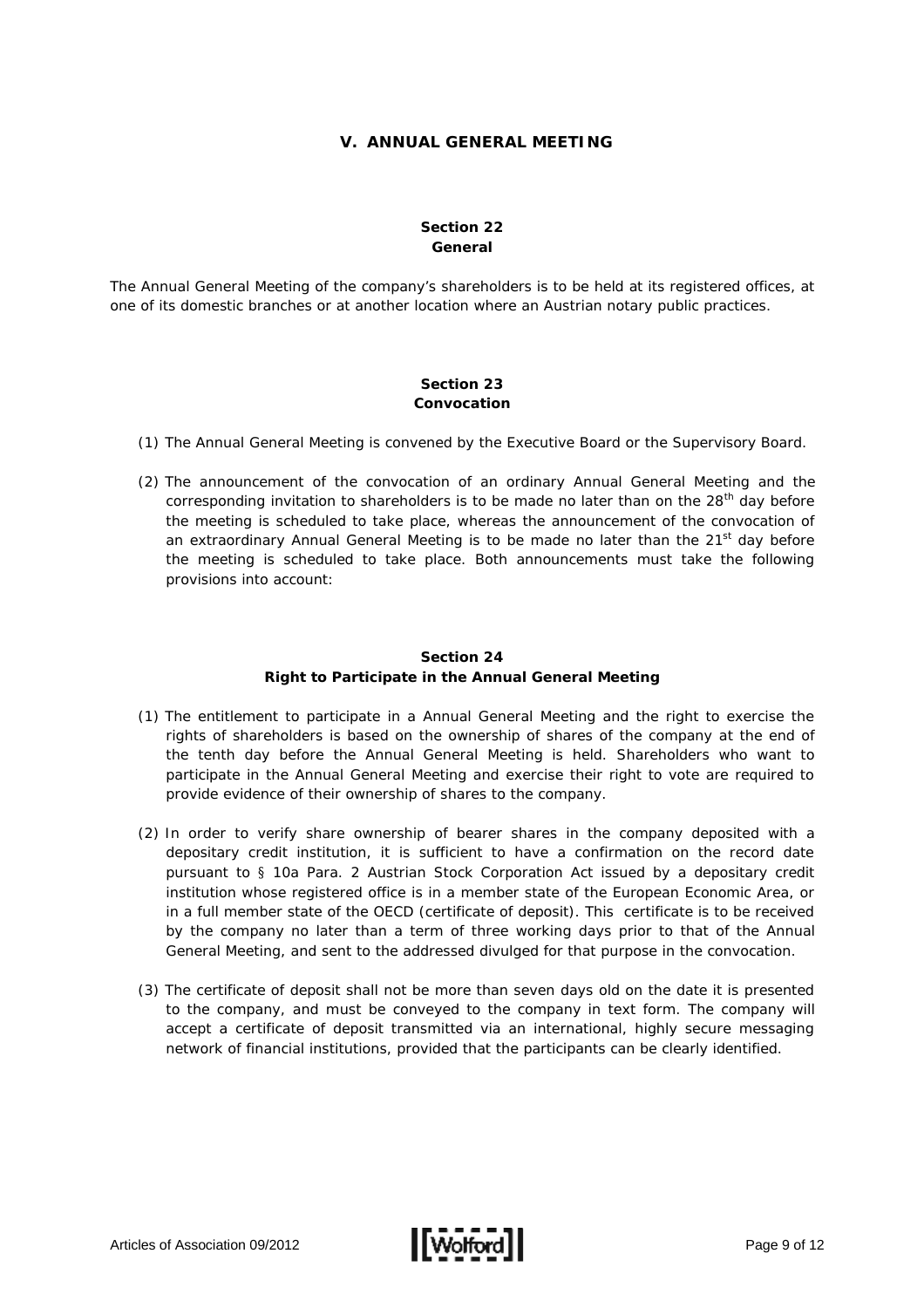## V. ANNUAL GENERAL MEETING

### Section 22
### General

*The Annual General Meeting of the company's shareholders is to be held at its registered offices, at one of its domestic branches or at another location where an Austrian notary public practices.*

### Section 23
### Convocation

*(1) The Annual General Meeting is convened by the Executive Board or the Supervisory Board.*

*(2) The announcement of the convocation of an ordinary Annual General Meeting and the corresponding invitation to shareholders is to be made no later than on the 28th day before the meeting is scheduled to take place, whereas the announcement of the convocation of an extraordinary Annual General Meeting is to be made no later than the 21st day before the meeting is scheduled to take place. Both announcements must take the following provisions into account:*

### Section 24
### Right to Participate in the Annual General Meeting

*(1) The entitlement to participate in a Annual General Meeting and the right to exercise the rights of shareholders is based on the ownership of shares of the company at the end of the tenth day before the Annual General Meeting is held. Shareholders who want to participate in the Annual General Meeting and exercise their right to vote are required to provide evidence of their ownership of shares to the company.*

*(2) In order to verify share ownership of bearer shares in the company deposited with a depositary credit institution, it is sufficient to have a confirmation on the record date pursuant to § 10a Para. 2 Austrian Stock Corporation Act issued by a depositary credit institution whose registered office is in a member state of the European Economic Area, or in a full member state of the OECD (certificate of deposit). This certificate is to be received by the company no later than a term of three working days prior to that of the Annual General Meeting, and sent to the addressed divulged for that purpose in the convocation.*

*(3) The certificate of deposit shall not be more than seven days old on the date it is presented to the company, and must be conveyed to the company in text form. The company will accept a certificate of deposit transmitted via an international, highly secure messaging network of financial institutions, provided that the participants can be clearly identified.*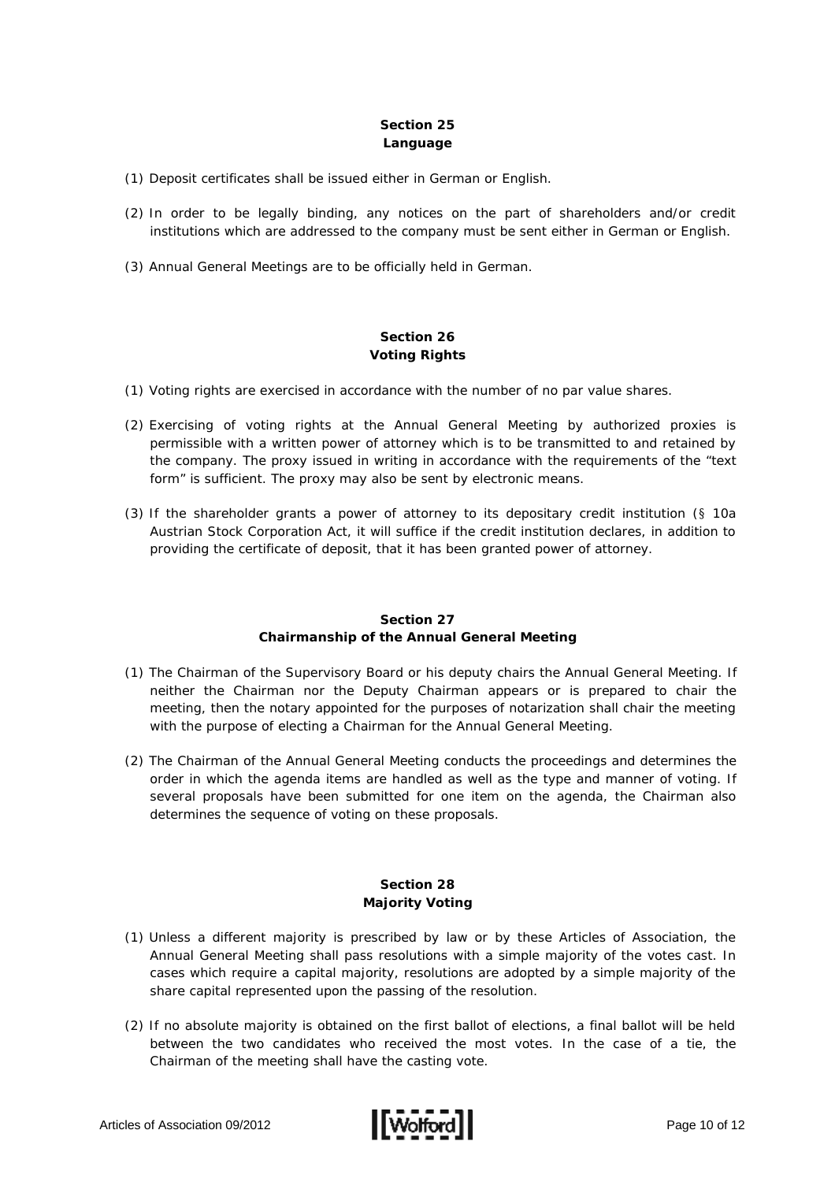## Section 25
## Language

(1) Deposit certificates shall be issued either in German or English.

(2) In order to be legally binding, any notices on the part of shareholders and/or credit institutions which are addressed to the company must be sent either in German or English.

(3) Annual General Meetings are to be officially held in German.

## Section 26
## Voting Rights

(1) Voting rights are exercised in accordance with the number of no par value shares.

(2) Exercising of voting rights at the Annual General Meeting by authorized proxies is permissible with a written power of attorney which is to be transmitted to and retained by the company. The proxy issued in writing in accordance with the requirements of the "text form" is sufficient. The proxy may also be sent by electronic means.

(3) If the shareholder grants a power of attorney to its depositary credit institution (§ 10a Austrian Stock Corporation Act, it will suffice if the credit institution declares, in addition to providing the certificate of deposit, that it has been granted power of attorney.

## Section 27
## Chairmanship of the Annual General Meeting

(1) The Chairman of the Supervisory Board or his deputy chairs the Annual General Meeting. If neither the Chairman nor the Deputy Chairman appears or is prepared to chair the meeting, then the notary appointed for the purposes of notarization shall chair the meeting with the purpose of electing a Chairman for the Annual General Meeting.

(2) The Chairman of the Annual General Meeting conducts the proceedings and determines the order in which the agenda items are handled as well as the type and manner of voting. If several proposals have been submitted for one item on the agenda, the Chairman also determines the sequence of voting on these proposals.

## Section 28
## Majority Voting

(1) Unless a different majority is prescribed by law or by these Articles of Association, the Annual General Meeting shall pass resolutions with a simple majority of the votes cast. In cases which require a capital majority, resolutions are adopted by a simple majority of the share capital represented upon the passing of the resolution.

(2) If no absolute majority is obtained on the first ballot of elections, a final ballot will be held between the two candidates who received the most votes. In the case of a tie, the Chairman of the meeting shall have the casting vote.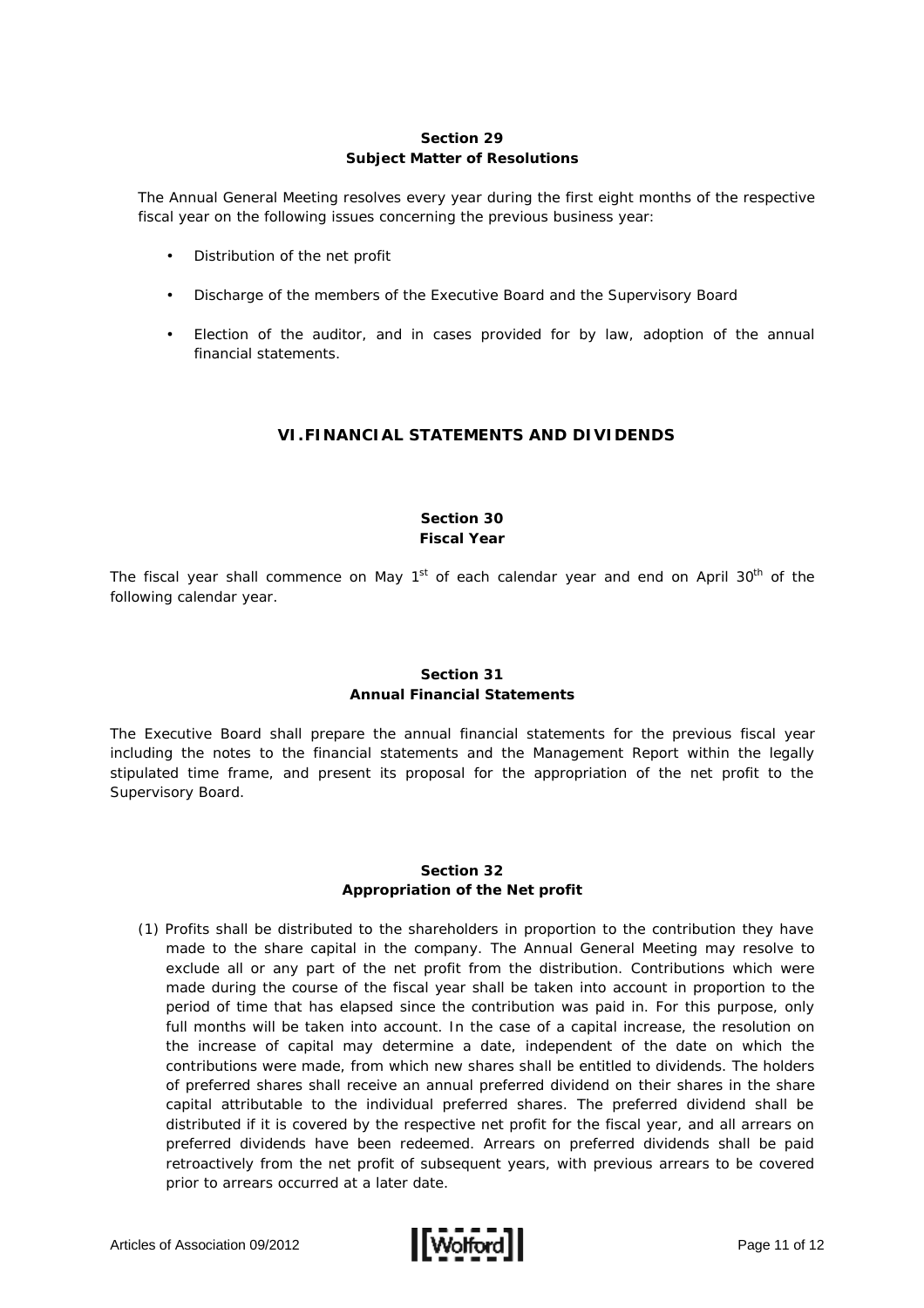**Section 29**
**Subject Matter of Resolutions**

The Annual General Meeting resolves every year during the first eight months of the respective fiscal year on the following issues concerning the previous business year:

- Distribution of the net profit
- Discharge of the members of the Executive Board and the Supervisory Board
- Election of the auditor, and in cases provided for by law, adoption of the annual financial statements.

## VI. FINANCIAL STATEMENTS AND DIVIDENDS

**Section 30**
**Fiscal Year**

The fiscal year shall commence on May 1st of each calendar year and end on April 30th of the following calendar year.

**Section 31**
**Annual Financial Statements**

The Executive Board shall prepare the annual financial statements for the previous fiscal year including the notes to the financial statements and the Management Report within the legally stipulated time frame, and present its proposal for the appropriation of the net profit to the Supervisory Board.

**Section 32**
**Appropriation of the Net profit**

(1) Profits shall be distributed to the shareholders in proportion to the contribution they have made to the share capital in the company. The Annual General Meeting may resolve to exclude all or any part of the net profit from the distribution. Contributions which were made during the course of the fiscal year shall be taken into account in proportion to the period of time that has elapsed since the contribution was paid in. For this purpose, only full months will be taken into account. In the case of a capital increase, the resolution on the increase of capital may determine a date, independent of the date on which the contributions were made, from which new shares shall be entitled to dividends. The holders of preferred shares shall receive an annual preferred dividend on their shares in the share capital attributable to the individual preferred shares. The preferred dividend shall be distributed if it is covered by the respective net profit for the fiscal year, and all arrears on preferred dividends have been redeemed. Arrears on preferred dividends shall be paid retroactively from the net profit of subsequent years, with previous arrears to be covered prior to arrears occurred at a later date.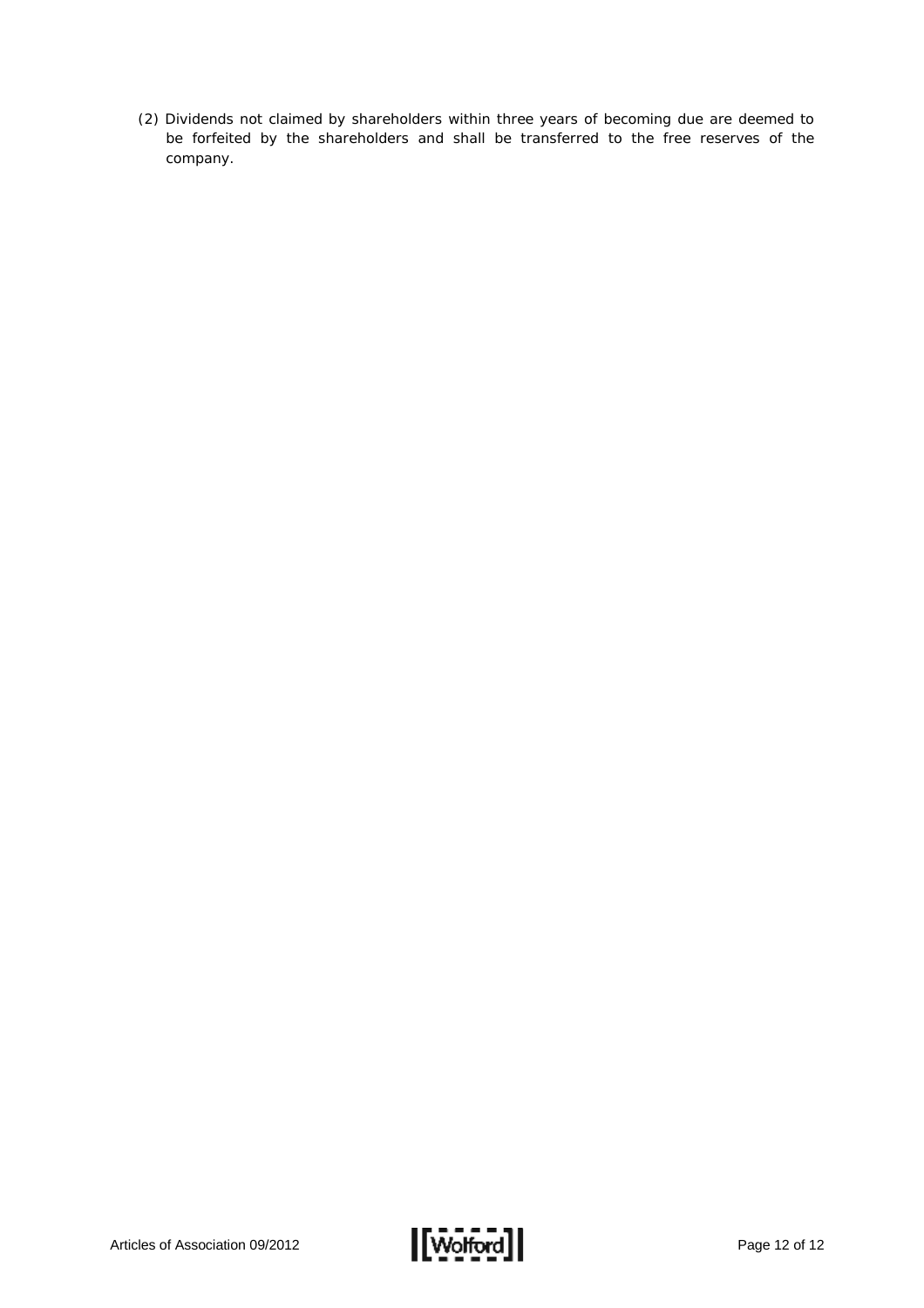(2) Dividends not claimed by shareholders within three years of becoming due are deemed to be forfeited by the shareholders and shall be transferred to the free reserves of the company.